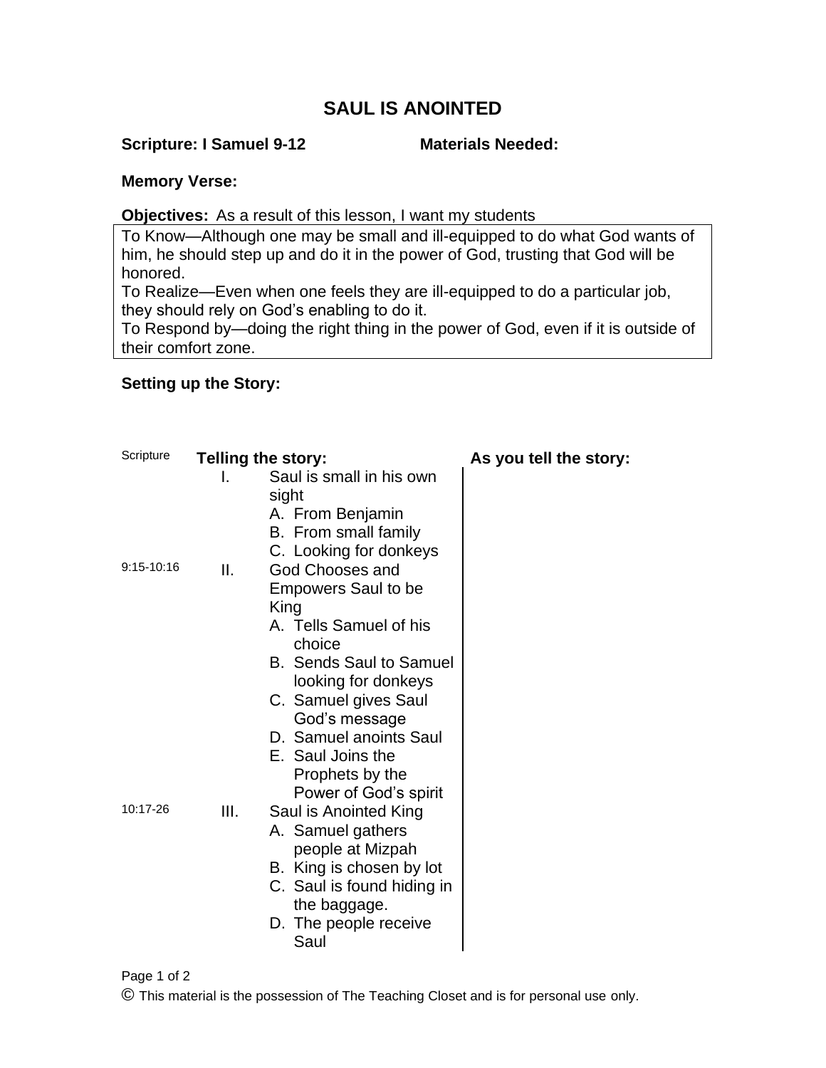# SAUL IS ANOINTED

**Scripture: I Samuel 9-12** **Materials Needed:**

**Memory Verse:**

**Objectives:** As a result of this lesson, I want my students

To Know—Although one may be small and ill-equipped to do what God wants of him, he should step up and do it in the power of God, trusting that God will be honored.
To Realize—Even when one feels they are ill-equipped to do a particular job, they should rely on God's enabling to do it.
To Respond by—doing the right thing in the power of God, even if it is outside of their comfort zone.

**Setting up the Story:**

| Scripture | Telling the story: | As you tell the story: |
|---|---|---|
| | I. Saul is small in his own sight<br>A. From Benjamin<br>B. From small family<br>C. Looking for donkeys | |
| 9:15-10:16 | II. God Chooses and Empowers Saul to be King<br>A. Tells Samuel of his choice<br>B. Sends Saul to Samuel looking for donkeys<br>C. Samuel gives Saul God's message<br>D. Samuel anoints Saul<br>E. Saul Joins the Prophets by the Power of God's spirit | |
| 10:17-26 | III. Saul is Anointed King<br>A. Samuel gathers people at Mizpah<br>B. King is chosen by lot<br>C. Saul is found hiding in the baggage.<br>D. The people receive Saul | |

© This material is the possession of The Teaching Closet and is for personal use only.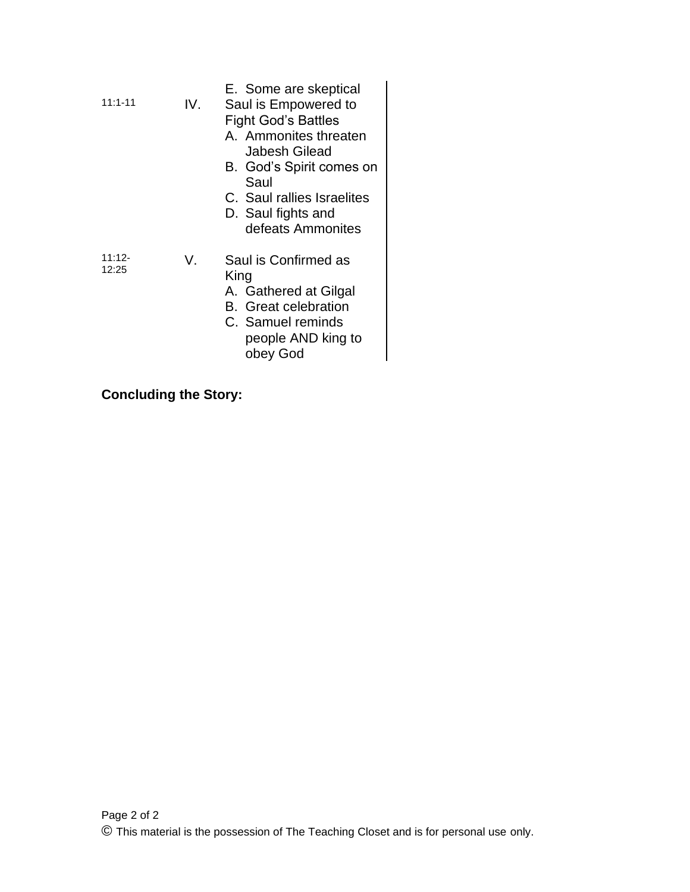| | | |
|---|---|---|
| | | E. Some are skeptical |
| 11:1-11 | IV. | Saul is Empowered to Fight God's Battles<br>A. Ammonites threaten Jabesh Gilead<br>B. God's Spirit comes on Saul<br>C. Saul rallies Israelites<br>D. Saul fights and defeats Ammonites |
| 11:12-12:25 | V. | Saul is Confirmed as King<br>A. Gathered at Gilgal<br>B. Great celebration<br>C. Samuel reminds people AND king to obey God |

**Concluding the Story:**

© This material is the possession of The Teaching Closet and is for personal use only.